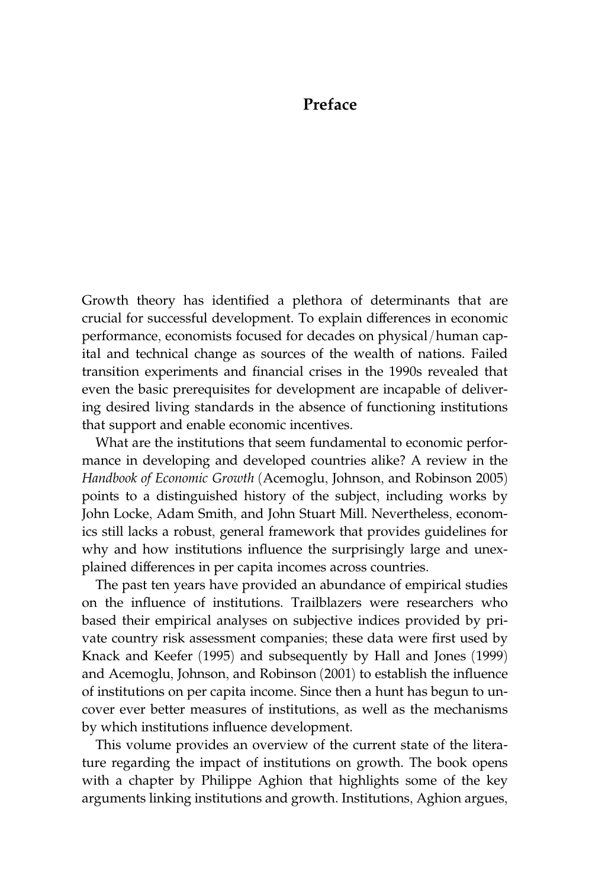# Preface

Growth theory has identified a plethora of determinants that are crucial for successful development. To explain differences in economic performance, economists focused for decades on physical/human capital and technical change as sources of the wealth of nations. Failed transition experiments and financial crises in the 1990s revealed that even the basic prerequisites for development are incapable of delivering desired living standards in the absence of functioning institutions that support and enable economic incentives.

What are the institutions that seem fundamental to economic performance in developing and developed countries alike? A review in the *Handbook of Economic Growth* (Acemoglu, Johnson, and Robinson 2005) points to a distinguished history of the subject, including works by John Locke, Adam Smith, and John Stuart Mill. Nevertheless, economics still lacks a robust, general framework that provides guidelines for why and how institutions influence the surprisingly large and unexplained differences in per capita incomes across countries.

The past ten years have provided an abundance of empirical studies on the influence of institutions. Trailblazers were researchers who based their empirical analyses on subjective indices provided by private country risk assessment companies; these data were first used by Knack and Keefer (1995) and subsequently by Hall and Jones (1999) and Acemoglu, Johnson, and Robinson (2001) to establish the influence of institutions on per capita income. Since then a hunt has begun to uncover ever better measures of institutions, as well as the mechanisms by which institutions influence development.

This volume provides an overview of the current state of the literature regarding the impact of institutions on growth. The book opens with a chapter by Philippe Aghion that highlights some of the key arguments linking institutions and growth. Institutions, Aghion argues,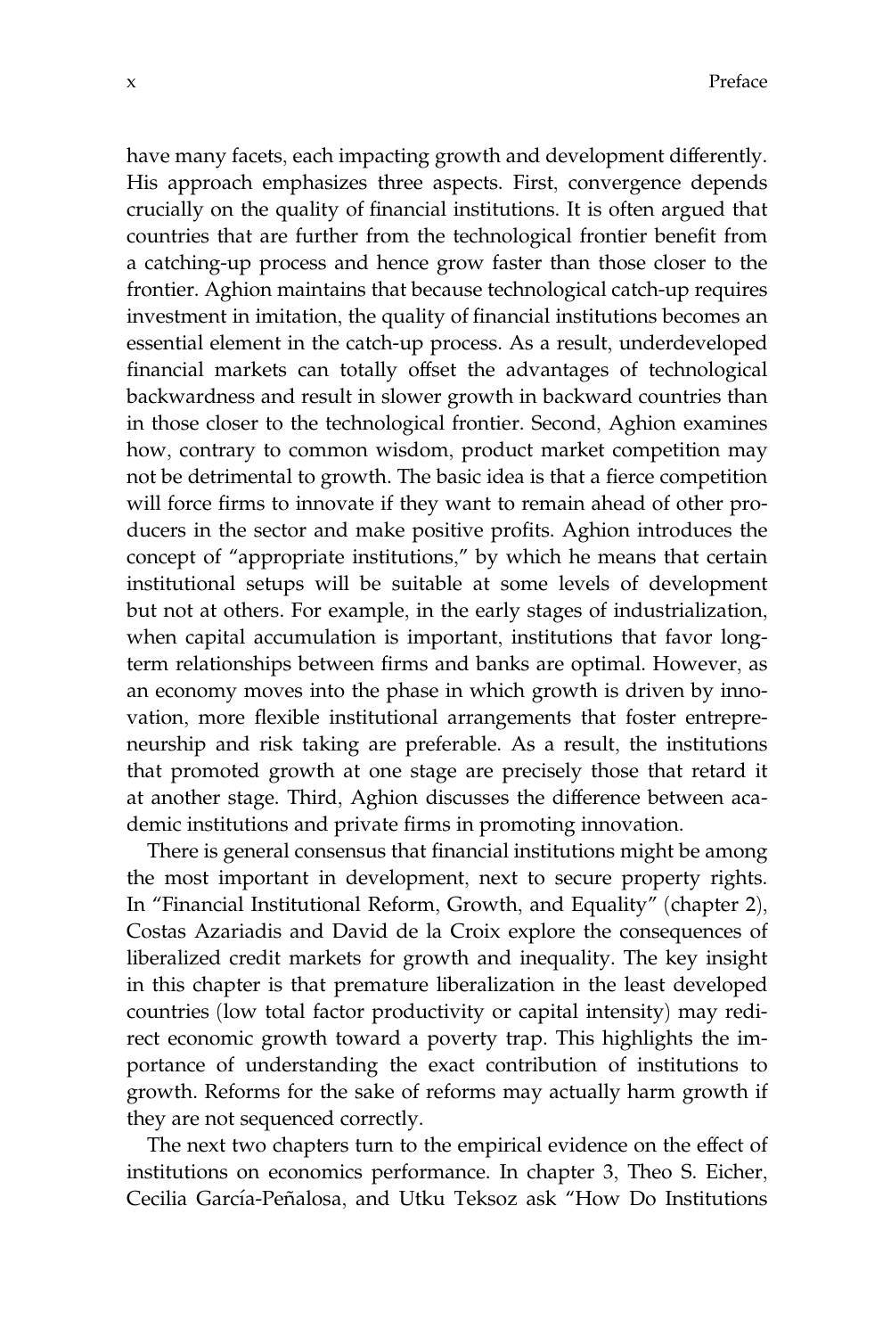have many facets, each impacting growth and development differently. His approach emphasizes three aspects. First, convergence depends crucially on the quality of financial institutions. It is often argued that countries that are further from the technological frontier benefit from a catching-up process and hence grow faster than those closer to the frontier. Aghion maintains that because technological catch-up requires investment in imitation, the quality of financial institutions becomes an essential element in the catch-up process. As a result, underdeveloped financial markets can totally offset the advantages of technological backwardness and result in slower growth in backward countries than in those closer to the technological frontier. Second, Aghion examines how, contrary to common wisdom, product market competition may not be detrimental to growth. The basic idea is that a fierce competition will force firms to innovate if they want to remain ahead of other producers in the sector and make positive profits. Aghion introduces the concept of "appropriate institutions," by which he means that certain institutional setups will be suitable at some levels of development but not at others. For example, in the early stages of industrialization, when capital accumulation is important, institutions that favor long-term relationships between firms and banks are optimal. However, as an economy moves into the phase in which growth is driven by innovation, more flexible institutional arrangements that foster entrepreneurship and risk taking are preferable. As a result, the institutions that promoted growth at one stage are precisely those that retard it at another stage. Third, Aghion discusses the difference between academic institutions and private firms in promoting innovation.

There is general consensus that financial institutions might be among the most important in development, next to secure property rights. In "Financial Institutional Reform, Growth, and Equality" (chapter 2), Costas Azariadis and David de la Croix explore the consequences of liberalized credit markets for growth and inequality. The key insight in this chapter is that premature liberalization in the least developed countries (low total factor productivity or capital intensity) may redirect economic growth toward a poverty trap. This highlights the importance of understanding the exact contribution of institutions to growth. Reforms for the sake of reforms may actually harm growth if they are not sequenced correctly.

The next two chapters turn to the empirical evidence on the effect of institutions on economics performance. In chapter 3, Theo S. Eicher, Cecilia García-Peñalosa, and Utku Teksoz ask "How Do Institutions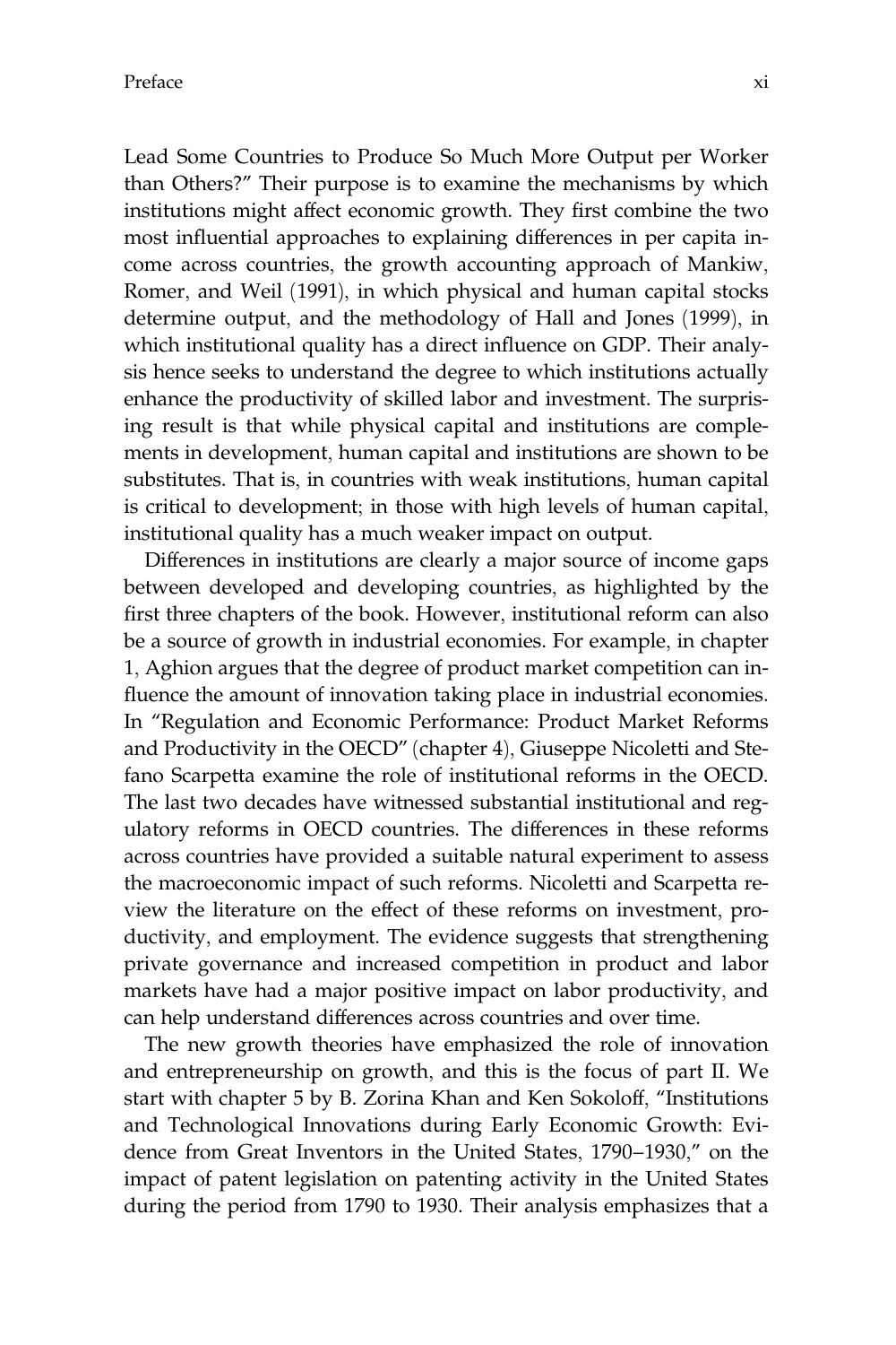Lead Some Countries to Produce So Much More Output per Worker than Others?" Their purpose is to examine the mechanisms by which institutions might affect economic growth. They first combine the two most influential approaches to explaining differences in per capita income across countries, the growth accounting approach of Mankiw, Romer, and Weil (1991), in which physical and human capital stocks determine output, and the methodology of Hall and Jones (1999), in which institutional quality has a direct influence on GDP. Their analysis hence seeks to understand the degree to which institutions actually enhance the productivity of skilled labor and investment. The surprising result is that while physical capital and institutions are complements in development, human capital and institutions are shown to be substitutes. That is, in countries with weak institutions, human capital is critical to development; in those with high levels of human capital, institutional quality has a much weaker impact on output.

Differences in institutions are clearly a major source of income gaps between developed and developing countries, as highlighted by the first three chapters of the book. However, institutional reform can also be a source of growth in industrial economies. For example, in chapter 1, Aghion argues that the degree of product market competition can influence the amount of innovation taking place in industrial economies. In "Regulation and Economic Performance: Product Market Reforms and Productivity in the OECD" (chapter 4), Giuseppe Nicoletti and Stefano Scarpetta examine the role of institutional reforms in the OECD. The last two decades have witnessed substantial institutional and regulatory reforms in OECD countries. The differences in these reforms across countries have provided a suitable natural experiment to assess the macroeconomic impact of such reforms. Nicoletti and Scarpetta review the literature on the effect of these reforms on investment, productivity, and employment. The evidence suggests that strengthening private governance and increased competition in product and labor markets have had a major positive impact on labor productivity, and can help understand differences across countries and over time.

The new growth theories have emphasized the role of innovation and entrepreneurship on growth, and this is the focus of part II. We start with chapter 5 by B. Zorina Khan and Ken Sokoloff, "Institutions and Technological Innovations during Early Economic Growth: Evidence from Great Inventors in the United States, 1790–1930," on the impact of patent legislation on patenting activity in the United States during the period from 1790 to 1930. Their analysis emphasizes that a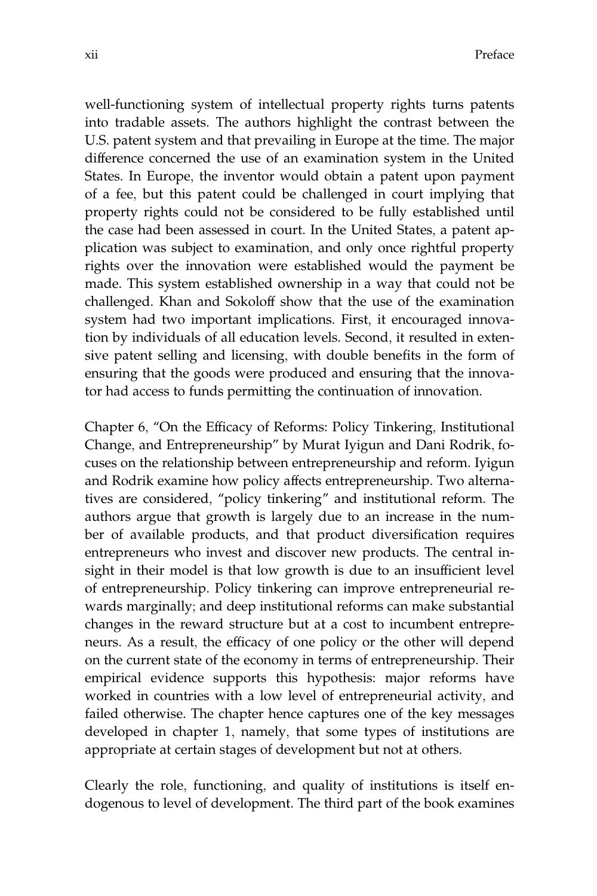well-functioning system of intellectual property rights turns patents into tradable assets. The authors highlight the contrast between the U.S. patent system and that prevailing in Europe at the time. The major difference concerned the use of an examination system in the United States. In Europe, the inventor would obtain a patent upon payment of a fee, but this patent could be challenged in court implying that property rights could not be considered to be fully established until the case had been assessed in court. In the United States, a patent application was subject to examination, and only once rightful property rights over the innovation were established would the payment be made. This system established ownership in a way that could not be challenged. Khan and Sokoloff show that the use of the examination system had two important implications. First, it encouraged innovation by individuals of all education levels. Second, it resulted in extensive patent selling and licensing, with double benefits in the form of ensuring that the goods were produced and ensuring that the innovator had access to funds permitting the continuation of innovation.

Chapter 6, "On the Efficacy of Reforms: Policy Tinkering, Institutional Change, and Entrepreneurship" by Murat Iyigun and Dani Rodrik, focuses on the relationship between entrepreneurship and reform. Iyigun and Rodrik examine how policy affects entrepreneurship. Two alternatives are considered, "policy tinkering" and institutional reform. The authors argue that growth is largely due to an increase in the number of available products, and that product diversification requires entrepreneurs who invest and discover new products. The central insight in their model is that low growth is due to an insufficient level of entrepreneurship. Policy tinkering can improve entrepreneurial rewards marginally; and deep institutional reforms can make substantial changes in the reward structure but at a cost to incumbent entrepreneurs. As a result, the efficacy of one policy or the other will depend on the current state of the economy in terms of entrepreneurship. Their empirical evidence supports this hypothesis: major reforms have worked in countries with a low level of entrepreneurial activity, and failed otherwise. The chapter hence captures one of the key messages developed in chapter 1, namely, that some types of institutions are appropriate at certain stages of development but not at others.

Clearly the role, functioning, and quality of institutions is itself endogenous to level of development. The third part of the book examines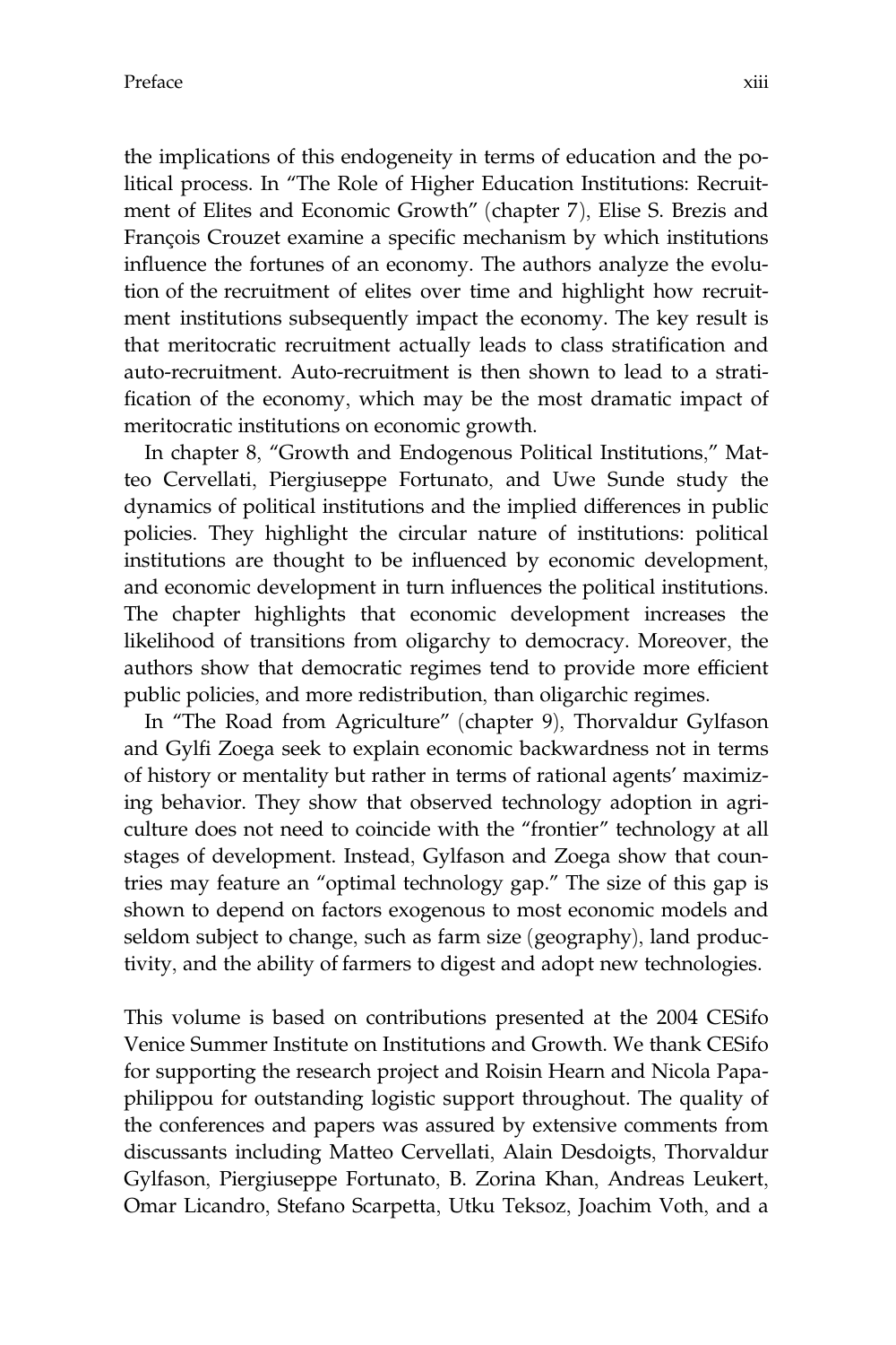the implications of this endogeneity in terms of education and the political process. In "The Role of Higher Education Institutions: Recruitment of Elites and Economic Growth" (chapter 7), Elise S. Brezis and François Crouzet examine a specific mechanism by which institutions influence the fortunes of an economy. The authors analyze the evolution of the recruitment of elites over time and highlight how recruitment institutions subsequently impact the economy. The key result is that meritocratic recruitment actually leads to class stratification and auto-recruitment. Auto-recruitment is then shown to lead to a stratification of the economy, which may be the most dramatic impact of meritocratic institutions on economic growth.

In chapter 8, "Growth and Endogenous Political Institutions," Matteo Cervellati, Piergiuseppe Fortunato, and Uwe Sunde study the dynamics of political institutions and the implied differences in public policies. They highlight the circular nature of institutions: political institutions are thought to be influenced by economic development, and economic development in turn influences the political institutions. The chapter highlights that economic development increases the likelihood of transitions from oligarchy to democracy. Moreover, the authors show that democratic regimes tend to provide more efficient public policies, and more redistribution, than oligarchic regimes.

In "The Road from Agriculture" (chapter 9), Thorvaldur Gylfason and Gylfi Zoega seek to explain economic backwardness not in terms of history or mentality but rather in terms of rational agents' maximizing behavior. They show that observed technology adoption in agriculture does not need to coincide with the "frontier" technology at all stages of development. Instead, Gylfason and Zoega show that countries may feature an "optimal technology gap." The size of this gap is shown to depend on factors exogenous to most economic models and seldom subject to change, such as farm size (geography), land productivity, and the ability of farmers to digest and adopt new technologies.

This volume is based on contributions presented at the 2004 CESifo Venice Summer Institute on Institutions and Growth. We thank CESifo for supporting the research project and Roisin Hearn and Nicola Papaphilippou for outstanding logistic support throughout. The quality of the conferences and papers was assured by extensive comments from discussants including Matteo Cervellati, Alain Desdoigts, Thorvaldur Gylfason, Piergiuseppe Fortunato, B. Zorina Khan, Andreas Leukert, Omar Licandro, Stefano Scarpetta, Utku Teksoz, Joachim Voth, and a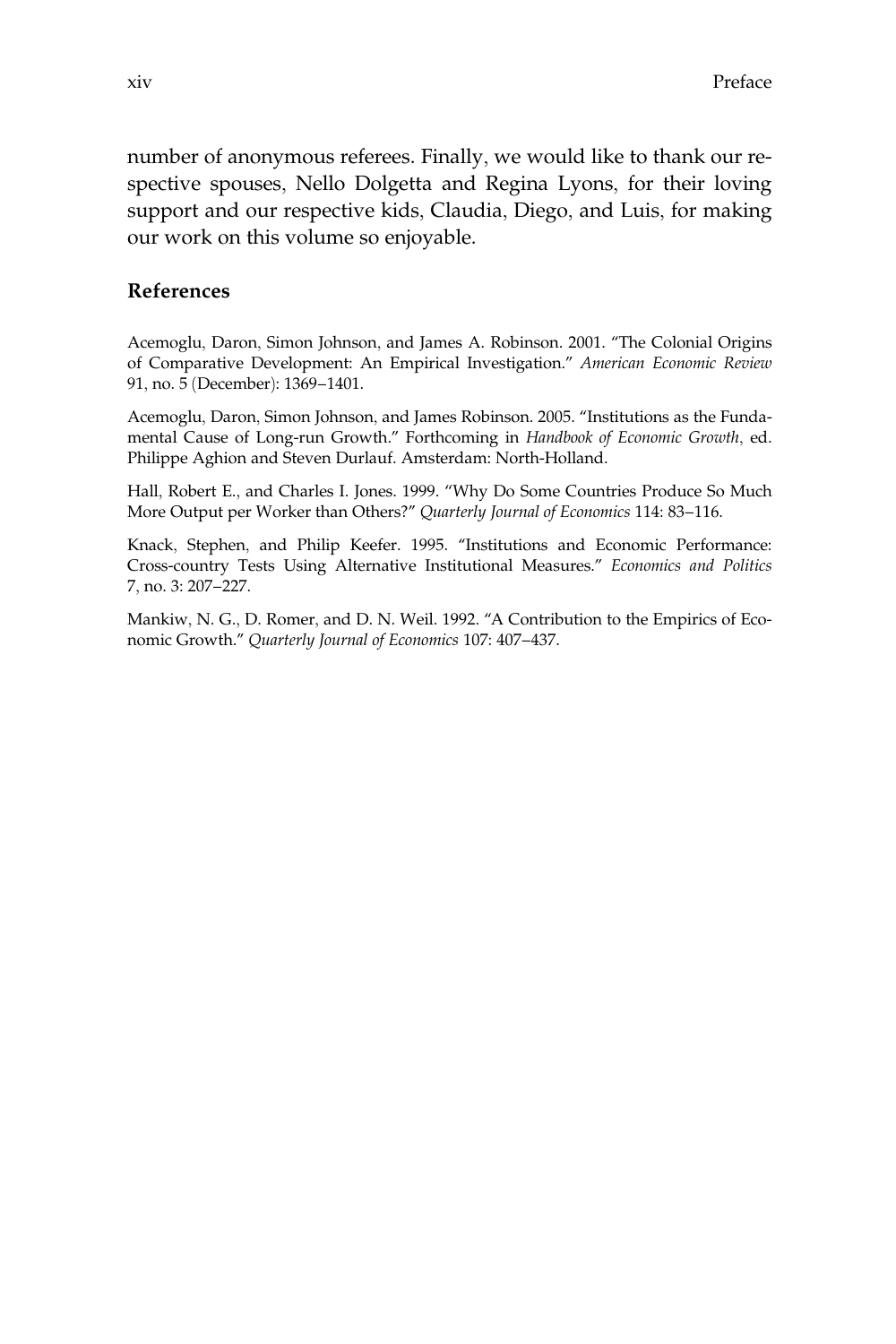number of anonymous referees. Finally, we would like to thank our respective spouses, Nello Dolgetta and Regina Lyons, for their loving support and our respective kids, Claudia, Diego, and Luis, for making our work on this volume so enjoyable.

## References

Acemoglu, Daron, Simon Johnson, and James A. Robinson. 2001. "The Colonial Origins of Comparative Development: An Empirical Investigation." *American Economic Review* 91, no. 5 (December): 1369–1401.

Acemoglu, Daron, Simon Johnson, and James Robinson. 2005. "Institutions as the Fundamental Cause of Long-run Growth." Forthcoming in *Handbook of Economic Growth*, ed. Philippe Aghion and Steven Durlauf. Amsterdam: North-Holland.

Hall, Robert E., and Charles I. Jones. 1999. "Why Do Some Countries Produce So Much More Output per Worker than Others?" *Quarterly Journal of Economics* 114: 83–116.

Knack, Stephen, and Philip Keefer. 1995. "Institutions and Economic Performance: Cross-country Tests Using Alternative Institutional Measures." *Economics and Politics* 7, no. 3: 207–227.

Mankiw, N. G., D. Romer, and D. N. Weil. 1992. "A Contribution to the Empirics of Economic Growth." *Quarterly Journal of Economics* 107: 407–437.